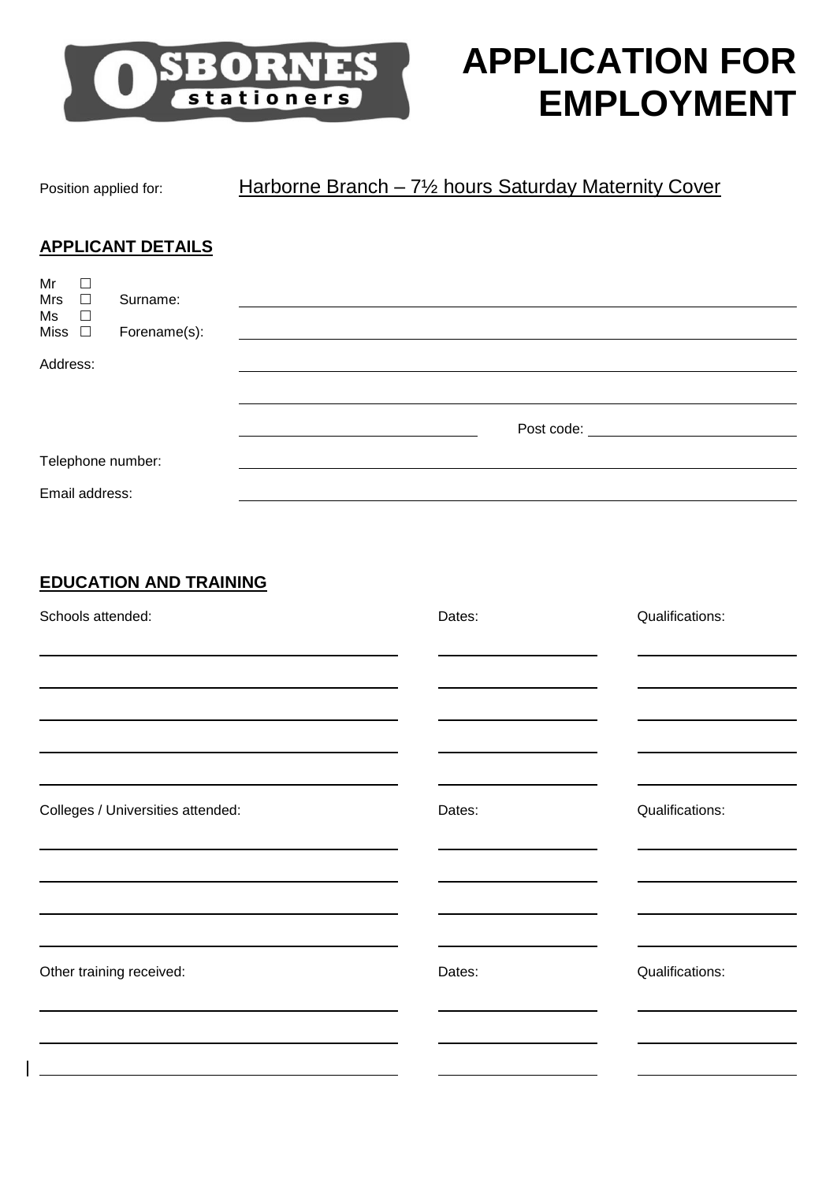OSBORNES stationers

# APPLICATION FOR EMPLOYMENT

Position applied for: Harborne Branch – 7½ hours Saturday Maternity Cover

## APPLICANT DETAILS

Mr ☐
Mrs ☐ Surname: \_\_\_\_\_\_\_\_\_\_\_\_\_\_\_\_\_\_\_\_
Ms ☐
Miss ☐ Forename(s): \_\_\_\_\_\_\_\_\_\_\_\_\_\_\_\_\_\_\_\_

Address: \_\_\_\_\_\_\_\_\_\_\_\_\_\_\_\_\_\_\_\_

\_\_\_\_\_\_\_\_\_\_\_\_\_\_\_\_\_\_\_\_

\_\_\_\_\_\_\_\_\_\_ Post code: \_\_\_\_\_\_\_\_\_\_

Telephone number: \_\_\_\_\_\_\_\_\_\_\_\_\_\_\_\_\_\_\_\_

Email address: \_\_\_\_\_\_\_\_\_\_\_\_\_\_\_\_\_\_\_\_

## EDUCATION AND TRAINING

| Schools attended: | Dates: | Qualifications: |
|---|---|---|
| | | |
| | | |
| | | |
| | | |
| | | |

| Colleges / Universities attended: | Dates: | Qualifications: |
|---|---|---|
| | | |
| | | |
| | | |
| | | |

| Other training received: | Dates: | Qualifications: |
|---|---|---|
| | | |
| | | |
| | | |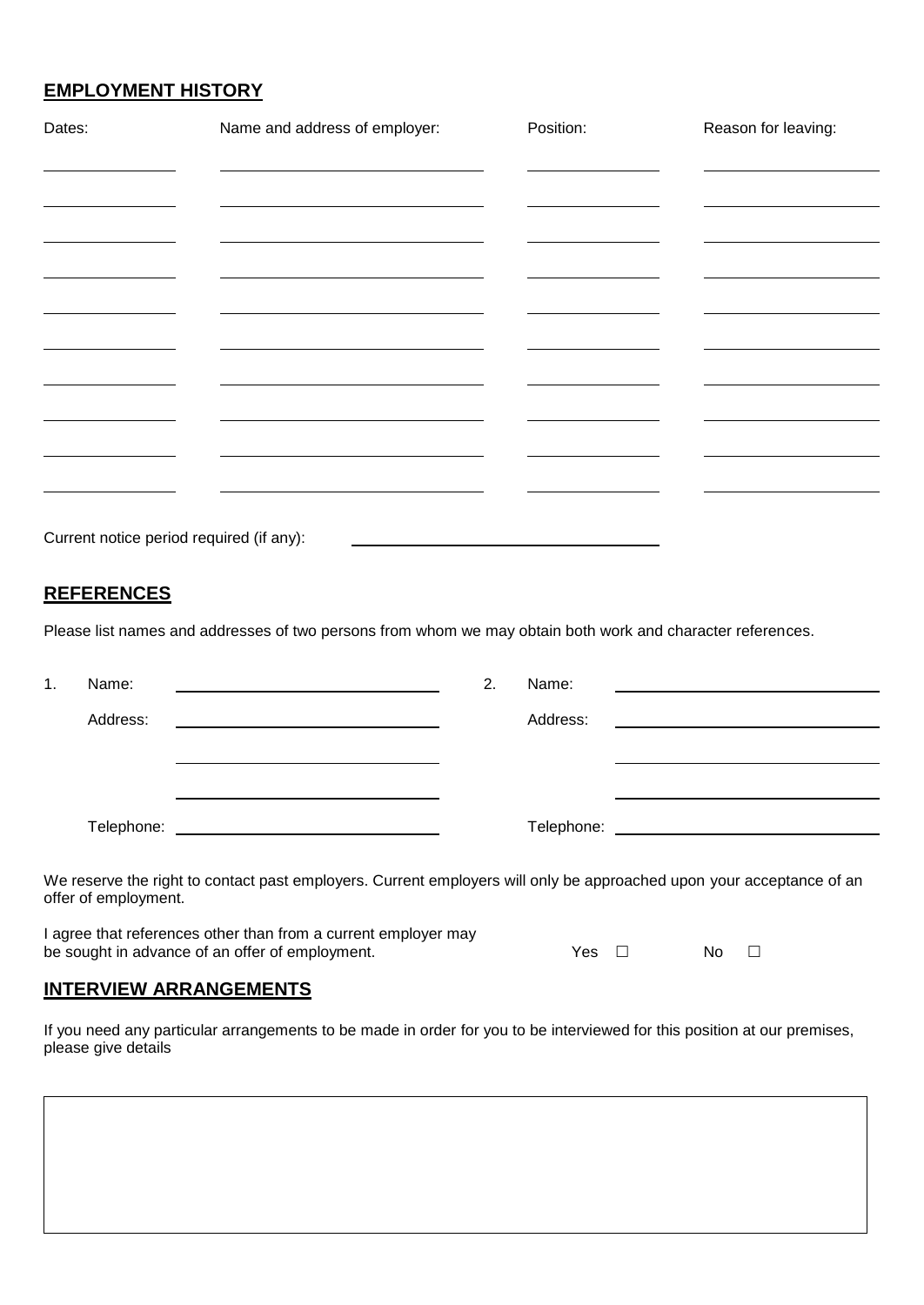## EMPLOYMENT HISTORY

| Dates: | Name and address of employer: | Position: | Reason for leaving: |
|---|---|---|---|
| | | | |
| | | | |
| | | | |
| | | | |
| | | | |
| | | | |
| | | | |
| | | | |
| | | | |
| | | | |

Current notice period required (if any): \_\_\_\_\_\_\_\_\_\_\_\_\_\_\_\_\_\_\_\_

## REFERENCES

Please list names and addresses of two persons from whom we may obtain both work and character references.

| 1. | | 2. | |
|---|---|---|---|
| Name: | | Name: | |
| Address: | | Address: | |
| | | | |
| | | | |
| Telephone: | | Telephone: | |

We reserve the right to contact past employers. Current employers will only be approached upon your acceptance of an offer of employment.

I agree that references other than from a current employer may be sought in advance of an offer of employment. Yes ☐ No ☐

## INTERVIEW ARRANGEMENTS

If you need any particular arrangements to be made in order for you to be interviewed for this position at our premises, please give details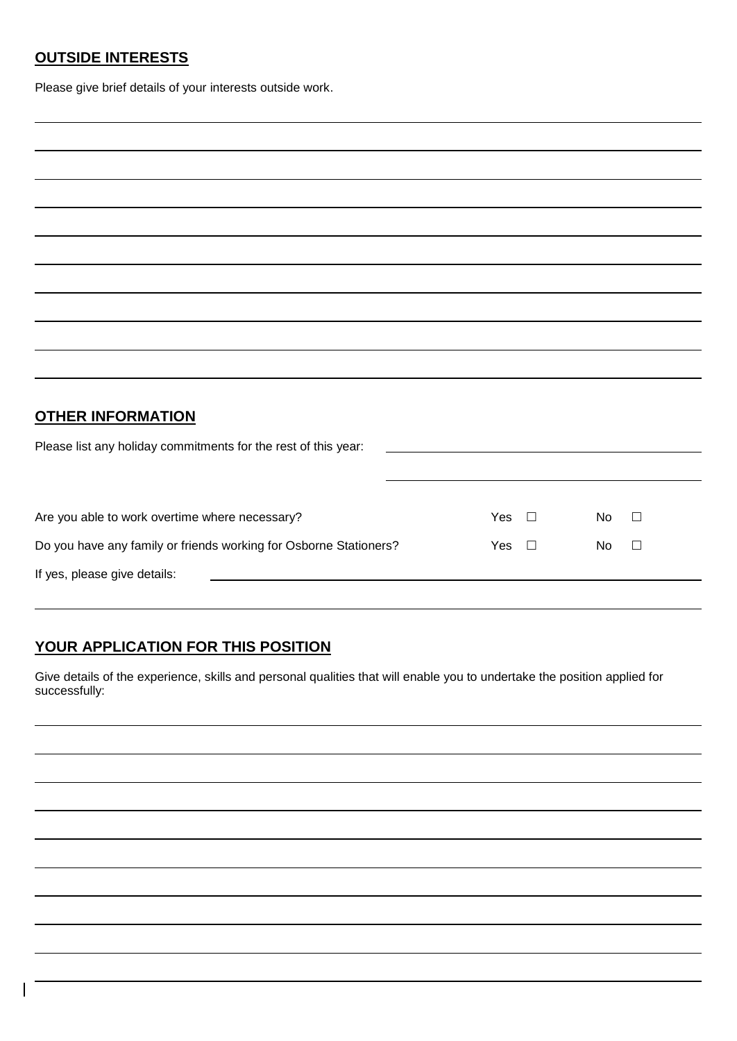## **OUTSIDE INTERESTS**

Please give brief details of your interests outside work.

## **OTHER INFORMATION**

Please list any holiday commitments for the rest of this year:

| | | |
|---|---|---|
| Are you able to work overtime where necessary? | Yes ☐ | No ☐ |
| Do you have any family or friends working for Osborne Stationers? | Yes ☐ | No ☐ |

If yes, please give details:

## **YOUR APPLICATION FOR THIS POSITION**

Give details of the experience, skills and personal qualities that will enable you to undertake the position applied for successfully: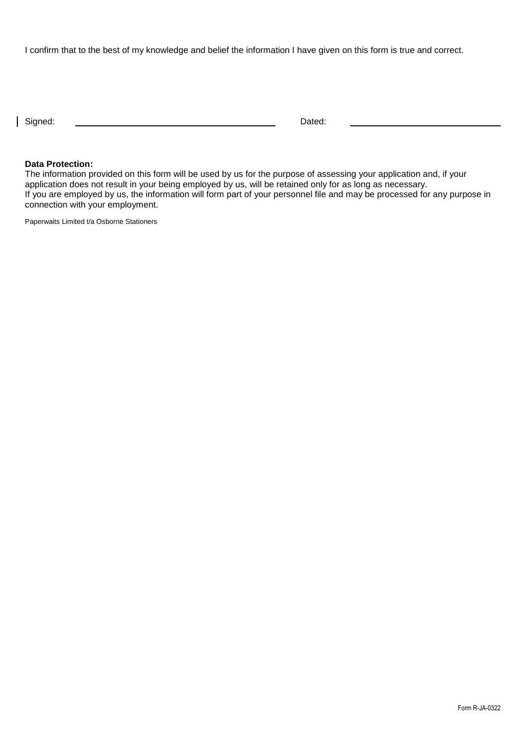I confirm that to the best of my knowledge and belief the information I have given on this form is true and correct.

Signed: ______________________________ Dated: ______________________

**Data Protection:**
The information provided on this form will be used by us for the purpose of assessing your application and, if your application does not result in your being employed by us, will be retained only for as long as necessary.
If you are employed by us, the information will form part of your personnel file and may be processed for any purpose in connection with your employment.

Paperwaits Limited t/a Osborne Stationers

Form R-JA-0322